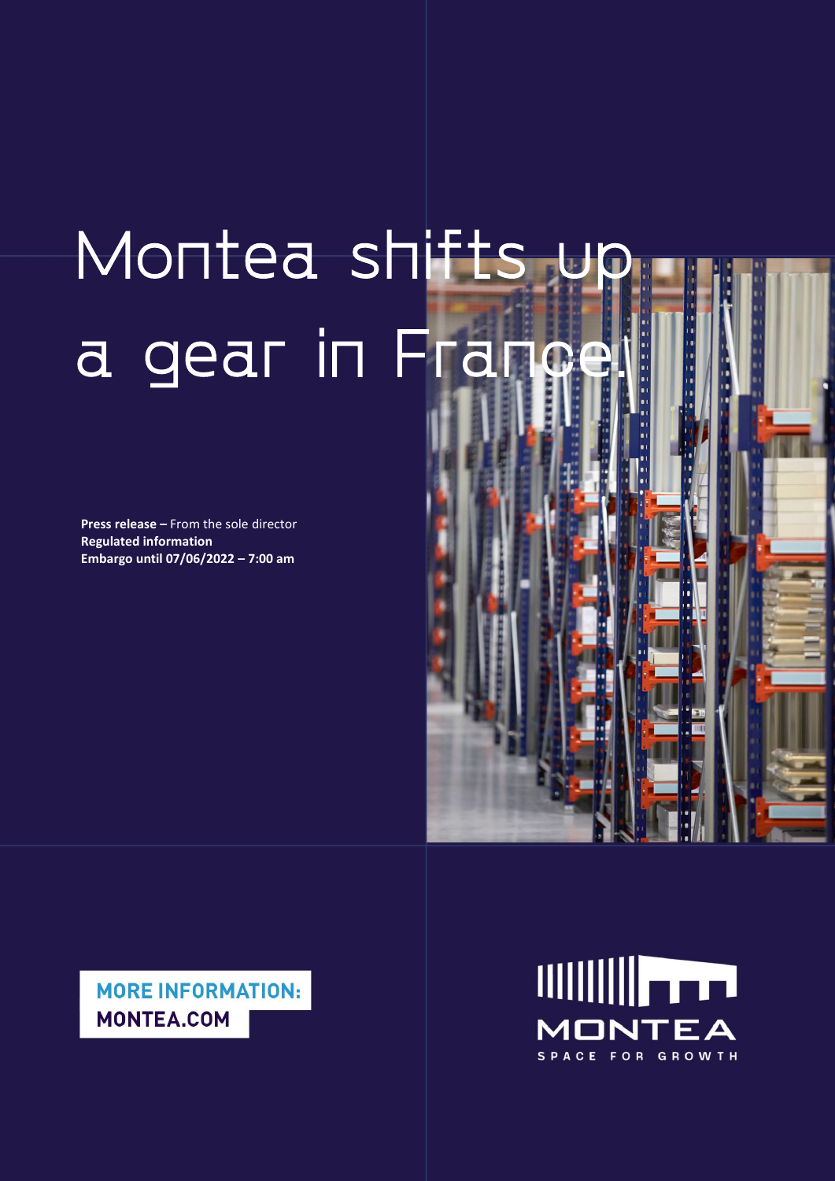# Montea shifts up a gear in France.

**Press release –** From the sole director
**Regulated information**
**Embargo until 07/06/2022 – 7:00 am**

MORE INFORMATION:
MONTEA.COM

MONTEA
SPACE FOR GROWTH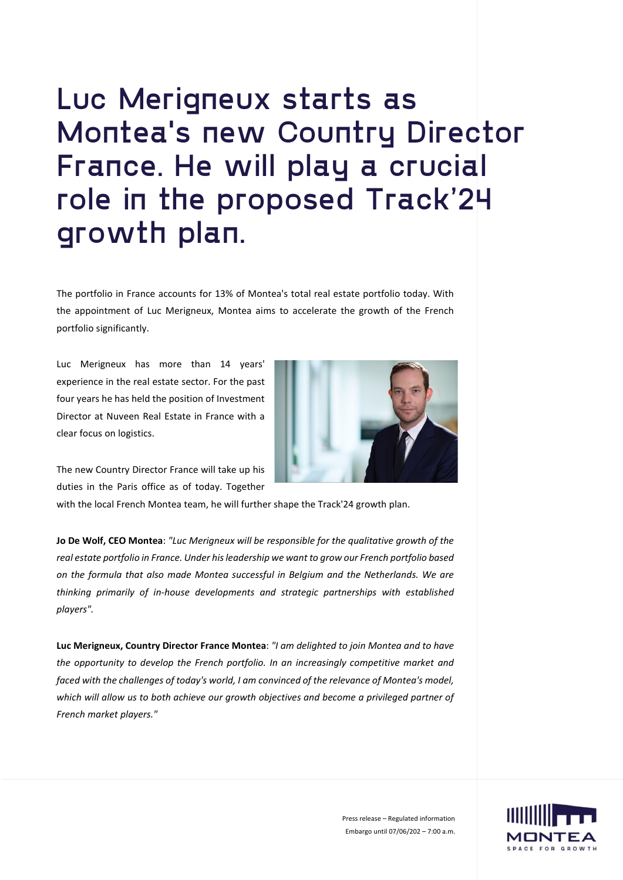# Luc Merigneux starts as Montea's new Country Director France. He will play a crucial role in the proposed Track'24 growth plan.

The portfolio in France accounts for 13% of Montea's total real estate portfolio today. With the appointment of Luc Merigneux, Montea aims to accelerate the growth of the French portfolio significantly.

Luc Merigneux has more than 14 years' experience in the real estate sector. For the past four years he has held the position of Investment Director at Nuveen Real Estate in France with a clear focus on logistics.

The new Country Director France will take up his duties in the Paris office as of today. Together with the local French Montea team, he will further shape the Track'24 growth plan.

**Jo De Wolf, CEO Montea**: *"Luc Merigneux will be responsible for the qualitative growth of the real estate portfolio in France. Under his leadership we want to grow our French portfolio based on the formula that also made Montea successful in Belgium and the Netherlands. We are thinking primarily of in-house developments and strategic partnerships with established players".*

**Luc Merigneux, Country Director France Montea**: *"I am delighted to join Montea and to have the opportunity to develop the French portfolio. In an increasingly competitive market and faced with the challenges of today's world, I am convinced of the relevance of Montea's model, which will allow us to both achieve our growth objectives and become a privileged partner of French market players."*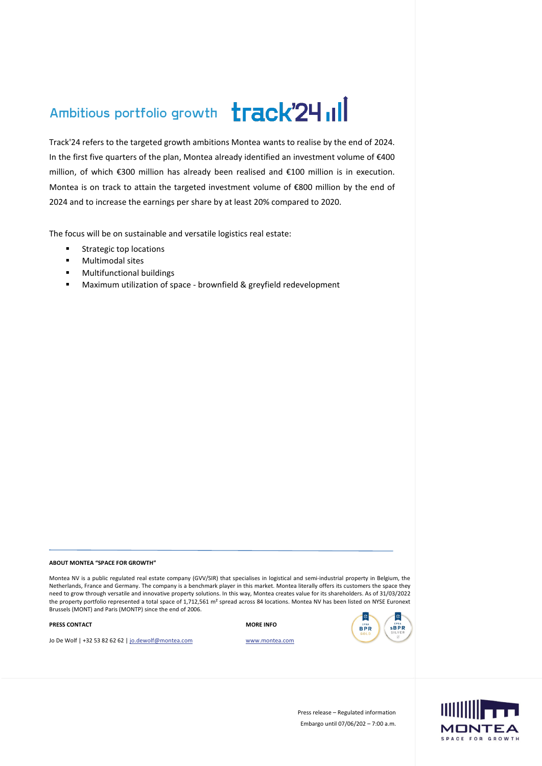## Ambitious portfolio growth track'24

Track'24 refers to the targeted growth ambitions Montea wants to realise by the end of 2024. In the first five quarters of the plan, Montea already identified an investment volume of €400 million, of which €300 million has already been realised and €100 million is in execution. Montea is on track to attain the targeted investment volume of €800 million by the end of 2024 and to increase the earnings per share by at least 20% compared to 2020.

The focus will be on sustainable and versatile logistics real estate:

- Strategic top locations
- Multimodal sites
- Multifunctional buildings
- Maximum utilization of space - brownfield & greyfield redevelopment

**ABOUT MONTEA "SPACE FOR GROWTH"**

Montea NV is a public regulated real estate company (GVV/SIR) that specialises in logistical and semi-industrial property in Belgium, the Netherlands, France and Germany. The company is a benchmark player in this market. Montea literally offers its customers the space they need to grow through versatile and innovative property solutions. In this way, Montea creates value for its shareholders. As of 31/03/2022 the property portfolio represented a total space of 1,712,561 m² spread across 84 locations. Montea NV has been listed on NYSE Euronext Brussels (MONT) and Paris (MONTP) since the end of 2006.

**PRESS CONTACT**

Jo De Wolf | +32 53 82 62 62 | jo.dewolf@montea.com

**MORE INFO**

www.montea.com

Press release – Regulated information

Embargo until 07/06/202 – 7:00 a.m.